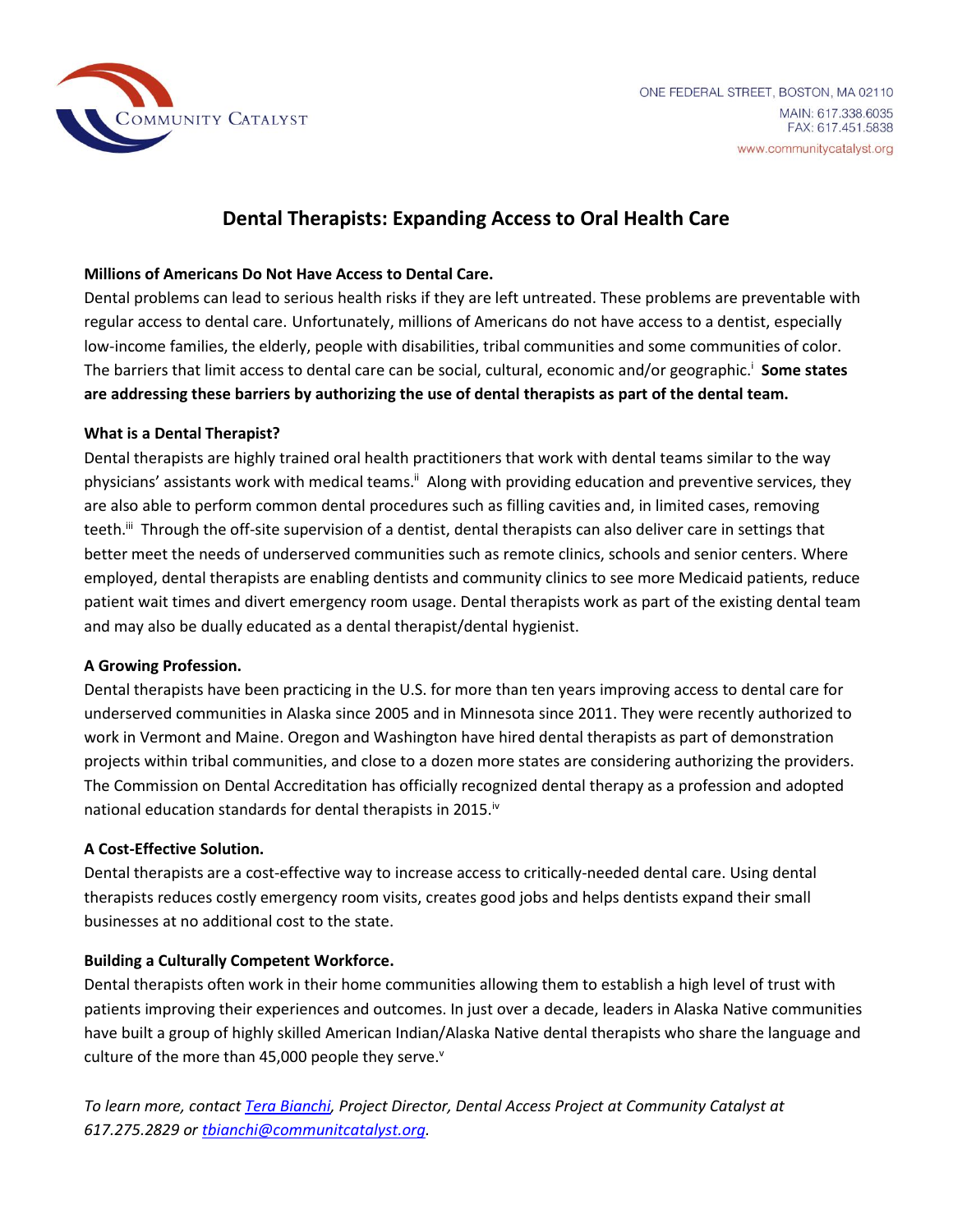COMMUNITY CATALYST

ONE FEDERAL STREET, BOSTON, MA 02110
MAIN: 617.338.6035
FAX: 617.451.5838
www.communitycatalyst.org

# Dental Therapists: Expanding Access to Oral Health Care

**Millions of Americans Do Not Have Access to Dental Care.**

Dental problems can lead to serious health risks if they are left untreated. These problems are preventable with regular access to dental care. Unfortunately, millions of Americans do not have access to a dentist, especially low-income families, the elderly, people with disabilities, tribal communities and some communities of color. The barriers that limit access to dental care can be social, cultural, economic and/or geographic.[i] **Some states are addressing these barriers by authorizing the use of dental therapists as part of the dental team.**

**What is a Dental Therapist?**

Dental therapists are highly trained oral health practitioners that work with dental teams similar to the way physicians' assistants work with medical teams.[ii] Along with providing education and preventive services, they are also able to perform common dental procedures such as filling cavities and, in limited cases, removing teeth.[iii] Through the off-site supervision of a dentist, dental therapists can also deliver care in settings that better meet the needs of underserved communities such as remote clinics, schools and senior centers. Where employed, dental therapists are enabling dentists and community clinics to see more Medicaid patients, reduce patient wait times and divert emergency room usage. Dental therapists work as part of the existing dental team and may also be dually educated as a dental therapist/dental hygienist.

**A Growing Profession.**

Dental therapists have been practicing in the U.S. for more than ten years improving access to dental care for underserved communities in Alaska since 2005 and in Minnesota since 2011. They were recently authorized to work in Vermont and Maine. Oregon and Washington have hired dental therapists as part of demonstration projects within tribal communities, and close to a dozen more states are considering authorizing the providers. The Commission on Dental Accreditation has officially recognized dental therapy as a profession and adopted national education standards for dental therapists in 2015.[iv]

**A Cost-Effective Solution.**

Dental therapists are a cost-effective way to increase access to critically-needed dental care. Using dental therapists reduces costly emergency room visits, creates good jobs and helps dentists expand their small businesses at no additional cost to the state.

**Building a Culturally Competent Workforce.**

Dental therapists often work in their home communities allowing them to establish a high level of trust with patients improving their experiences and outcomes. In just over a decade, leaders in Alaska Native communities have built a group of highly skilled American Indian/Alaska Native dental therapists who share the language and culture of the more than 45,000 people they serve.[v]

*To learn more, contact [Tera Bianchi](), Project Director, Dental Access Project at Community Catalyst at 617.275.2829 or [tbianchi@communitcatalyst.org]().*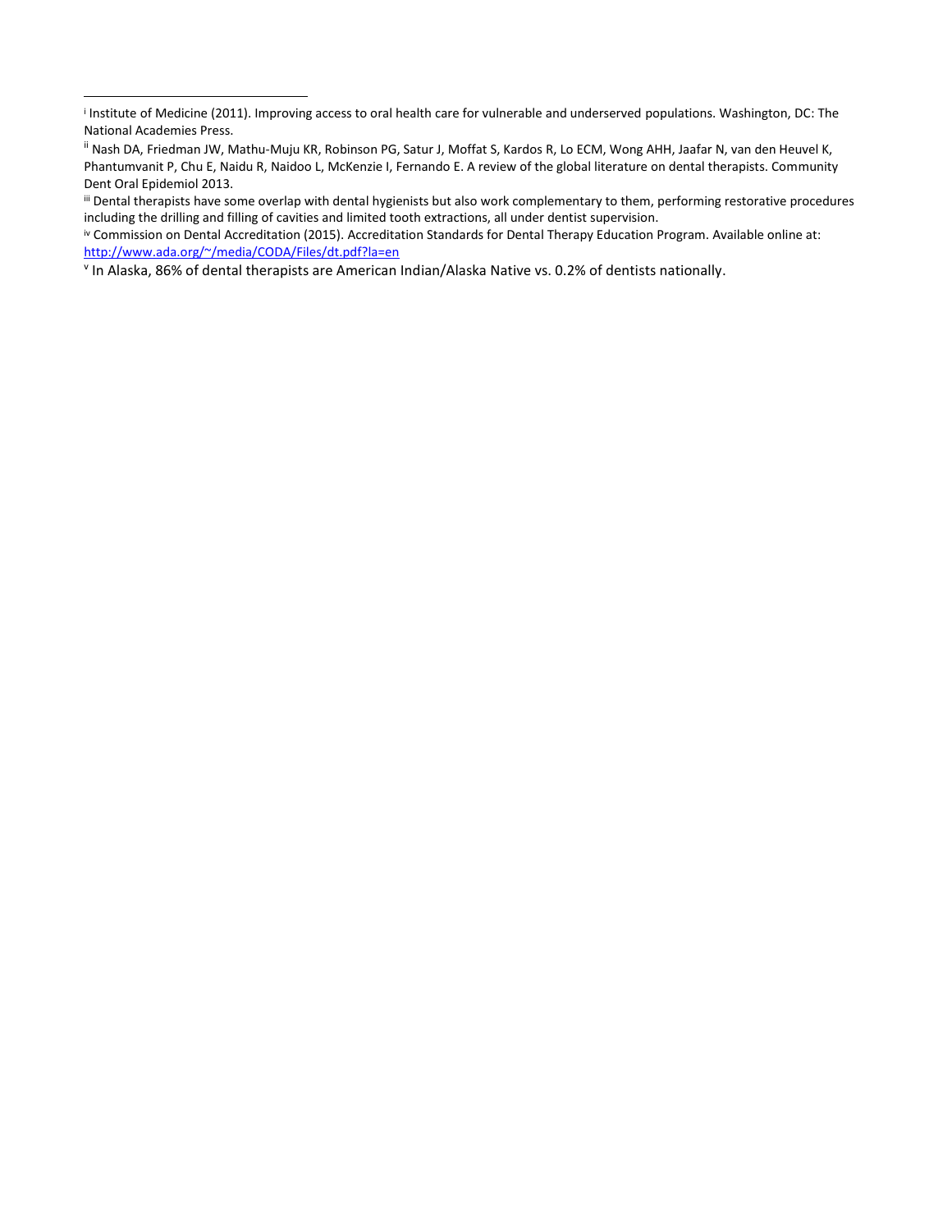[i] Institute of Medicine (2011). Improving access to oral health care for vulnerable and underserved populations. Washington, DC: The National Academies Press.

[ii] Nash DA, Friedman JW, Mathu-Muju KR, Robinson PG, Satur J, Moffat S, Kardos R, Lo ECM, Wong AHH, Jaafar N, van den Heuvel K, Phantumvanit P, Chu E, Naidu R, Naidoo L, McKenzie I, Fernando E. A review of the global literature on dental therapists. Community Dent Oral Epidemiol 2013.

[iii] Dental therapists have some overlap with dental hygienists but also work complementary to them, performing restorative procedures including the drilling and filling of cavities and limited tooth extractions, all under dentist supervision.

[iv] Commission on Dental Accreditation (2015). Accreditation Standards for Dental Therapy Education Program. Available online at: http://www.ada.org/~/media/CODA/Files/dt.pdf?la=en

[v] In Alaska, 86% of dental therapists are American Indian/Alaska Native vs. 0.2% of dentists nationally.